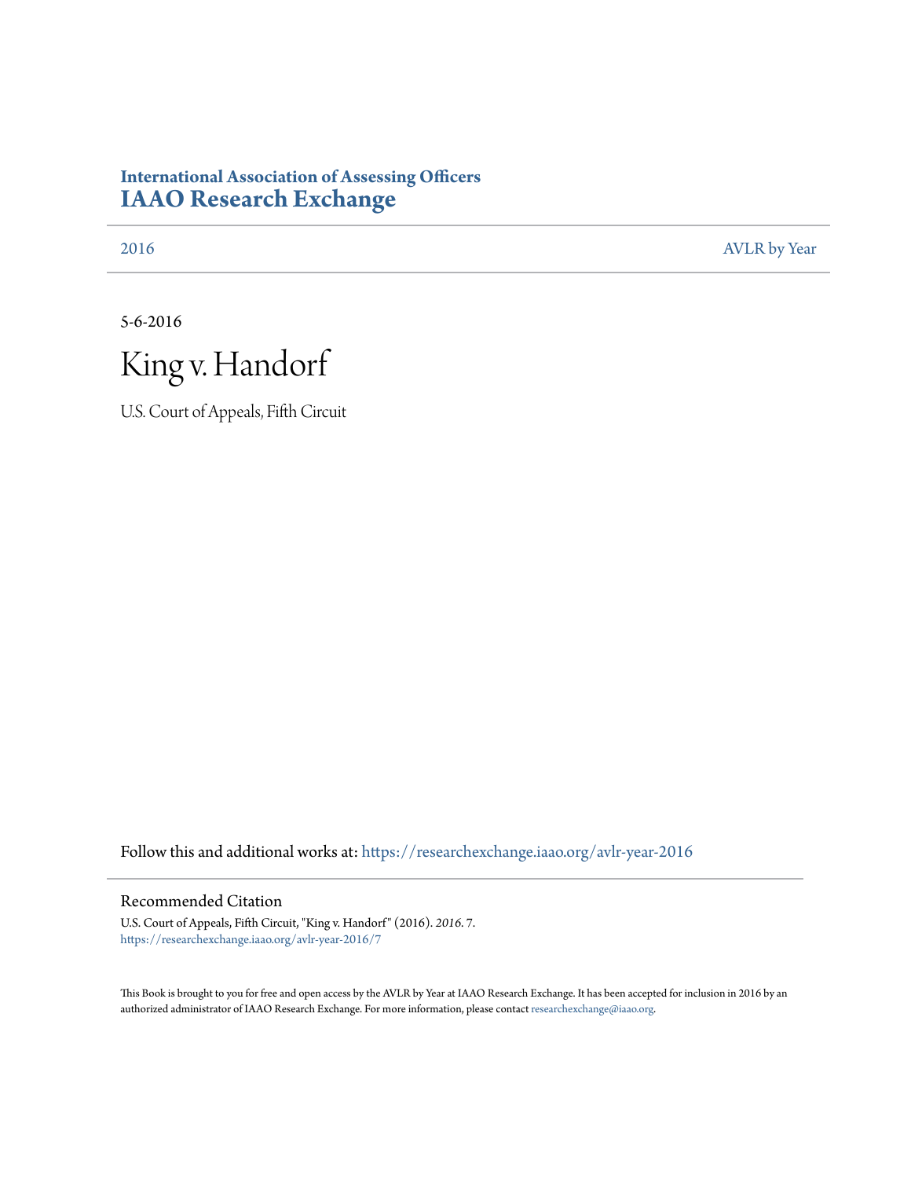International Association of Assessing Officers

# IAAO Research Exchange

2016 AVLR by Year

5-6-2016

# King v. Handorf

U.S. Court of Appeals, Fifth Circuit

Follow this and additional works at: https://researchexchange.iaao.org/avlr-year-2016

## Recommended Citation

U.S. Court of Appeals, Fifth Circuit, "King v. Handorf" (2016). *2016*. 7.
https://researchexchange.iaao.org/avlr-year-2016/7

This Book is brought to you for free and open access by the AVLR by Year at IAAO Research Exchange. It has been accepted for inclusion in 2016 by an authorized administrator of IAAO Research Exchange. For more information, please contact researchexchange@iaao.org.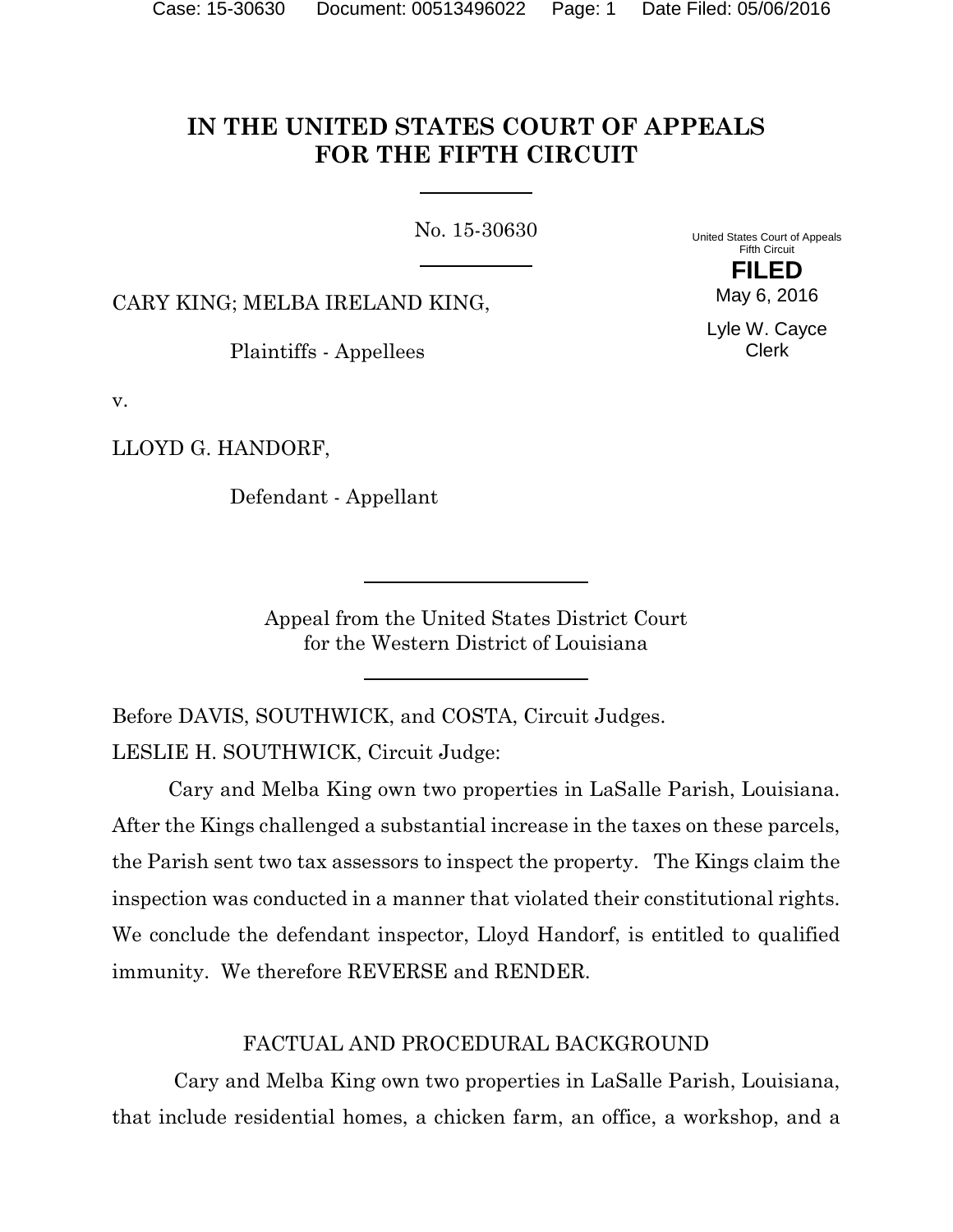# IN THE UNITED STATES COURT OF APPEALS FOR THE FIFTH CIRCUIT

No. 15-30630

United States Court of Appeals
Fifth Circuit

**FILED**

May 6, 2016

Lyle W. Cayce
Clerk

CARY KING; MELBA IRELAND KING,

Plaintiffs - Appellees

v.

LLOYD G. HANDORF,

Defendant - Appellant

Appeal from the United States District Court
for the Western District of Louisiana

Before DAVIS, SOUTHWICK, and COSTA, Circuit Judges.

LESLIE H. SOUTHWICK, Circuit Judge:

Cary and Melba King own two properties in LaSalle Parish, Louisiana. After the Kings challenged a substantial increase in the taxes on these parcels, the Parish sent two tax assessors to inspect the property. The Kings claim the inspection was conducted in a manner that violated their constitutional rights. We conclude the defendant inspector, Lloyd Handorf, is entitled to qualified immunity. We therefore REVERSE and RENDER.

## FACTUAL AND PROCEDURAL BACKGROUND

Cary and Melba King own two properties in LaSalle Parish, Louisiana, that include residential homes, a chicken farm, an office, a workshop, and a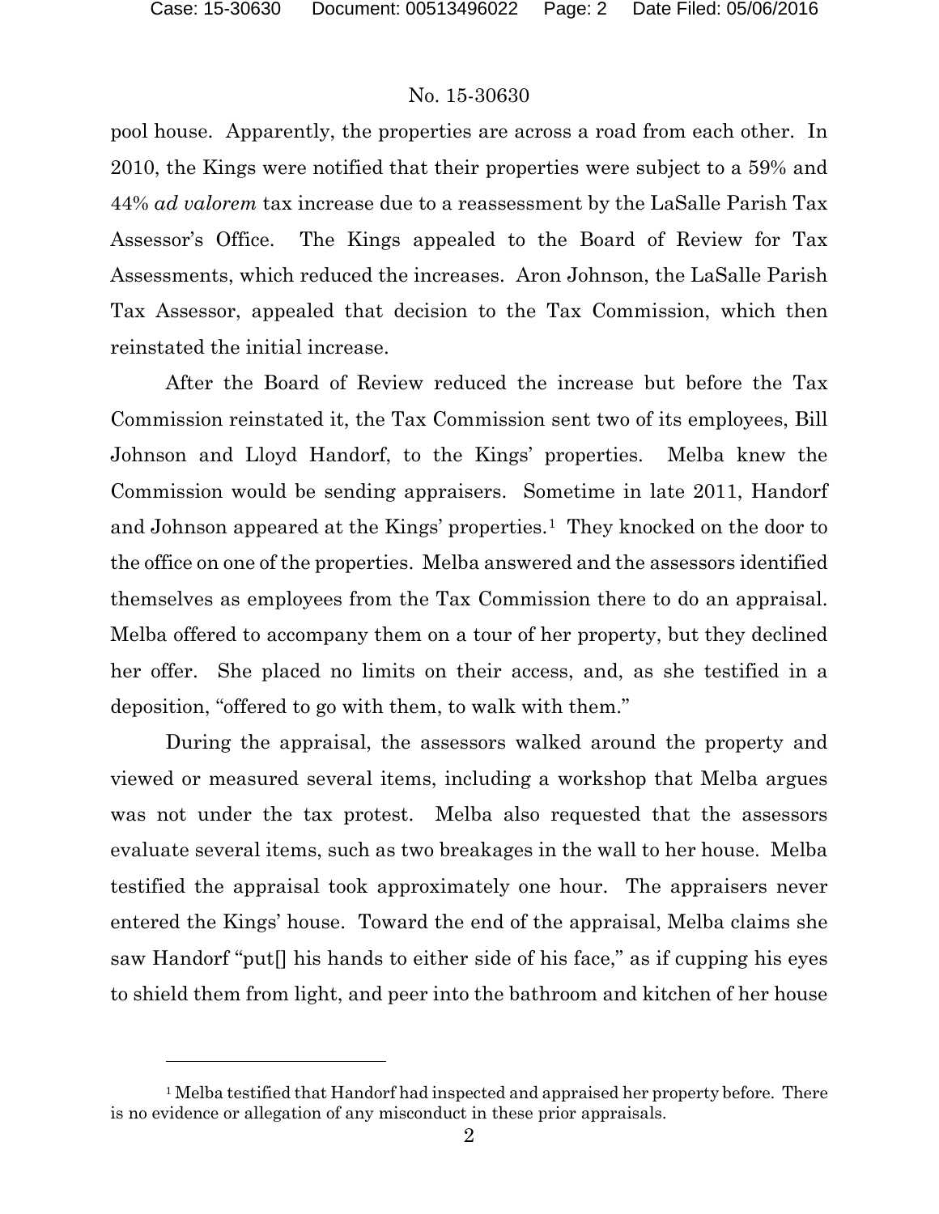pool house. Apparently, the properties are across a road from each other. In 2010, the Kings were notified that their properties were subject to a 59% and 44% *ad valorem* tax increase due to a reassessment by the LaSalle Parish Tax Assessor's Office. The Kings appealed to the Board of Review for Tax Assessments, which reduced the increases. Aron Johnson, the LaSalle Parish Tax Assessor, appealed that decision to the Tax Commission, which then reinstated the initial increase.

After the Board of Review reduced the increase but before the Tax Commission reinstated it, the Tax Commission sent two of its employees, Bill Johnson and Lloyd Handorf, to the Kings' properties. Melba knew the Commission would be sending appraisers. Sometime in late 2011, Handorf and Johnson appeared at the Kings' properties.[1] They knocked on the door to the office on one of the properties. Melba answered and the assessors identified themselves as employees from the Tax Commission there to do an appraisal. Melba offered to accompany them on a tour of her property, but they declined her offer. She placed no limits on their access, and, as she testified in a deposition, "offered to go with them, to walk with them."

During the appraisal, the assessors walked around the property and viewed or measured several items, including a workshop that Melba argues was not under the tax protest. Melba also requested that the assessors evaluate several items, such as two breakages in the wall to her house. Melba testified the appraisal took approximately one hour. The appraisers never entered the Kings' house. Toward the end of the appraisal, Melba claims she saw Handorf "put[] his hands to either side of his face," as if cupping his eyes to shield them from light, and peer into the bathroom and kitchen of her house

[1] Melba testified that Handorf had inspected and appraised her property before. There is no evidence or allegation of any misconduct in these prior appraisals.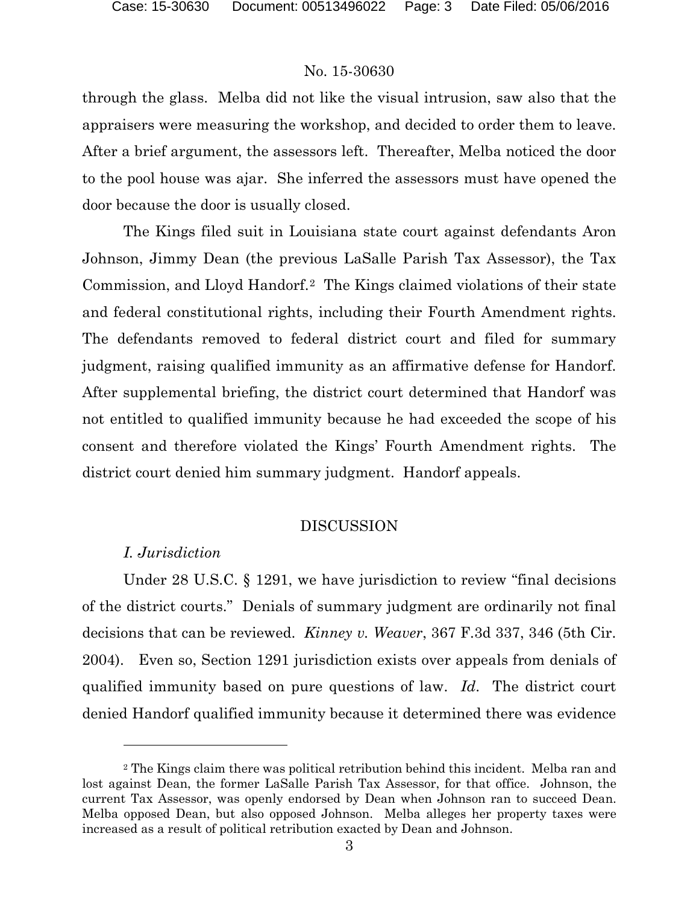through the glass. Melba did not like the visual intrusion, saw also that the appraisers were measuring the workshop, and decided to order them to leave. After a brief argument, the assessors left. Thereafter, Melba noticed the door to the pool house was ajar. She inferred the assessors must have opened the door because the door is usually closed.

The Kings filed suit in Louisiana state court against defendants Aron Johnson, Jimmy Dean (the previous LaSalle Parish Tax Assessor), the Tax Commission, and Lloyd Handorf.[2] The Kings claimed violations of their state and federal constitutional rights, including their Fourth Amendment rights. The defendants removed to federal district court and filed for summary judgment, raising qualified immunity as an affirmative defense for Handorf. After supplemental briefing, the district court determined that Handorf was not entitled to qualified immunity because he had exceeded the scope of his consent and therefore violated the Kings' Fourth Amendment rights. The district court denied him summary judgment. Handorf appeals.

## DISCUSSION

### *I. Jurisdiction*

Under 28 U.S.C. § 1291, we have jurisdiction to review "final decisions of the district courts." Denials of summary judgment are ordinarily not final decisions that can be reviewed. *Kinney v. Weaver*, 367 F.3d 337, 346 (5th Cir. 2004). Even so, Section 1291 jurisdiction exists over appeals from denials of qualified immunity based on pure questions of law. *Id*. The district court denied Handorf qualified immunity because it determined there was evidence

---

[2] The Kings claim there was political retribution behind this incident. Melba ran and lost against Dean, the former LaSalle Parish Tax Assessor, for that office. Johnson, the current Tax Assessor, was openly endorsed by Dean when Johnson ran to succeed Dean. Melba opposed Dean, but also opposed Johnson. Melba alleges her property taxes were increased as a result of political retribution exacted by Dean and Johnson.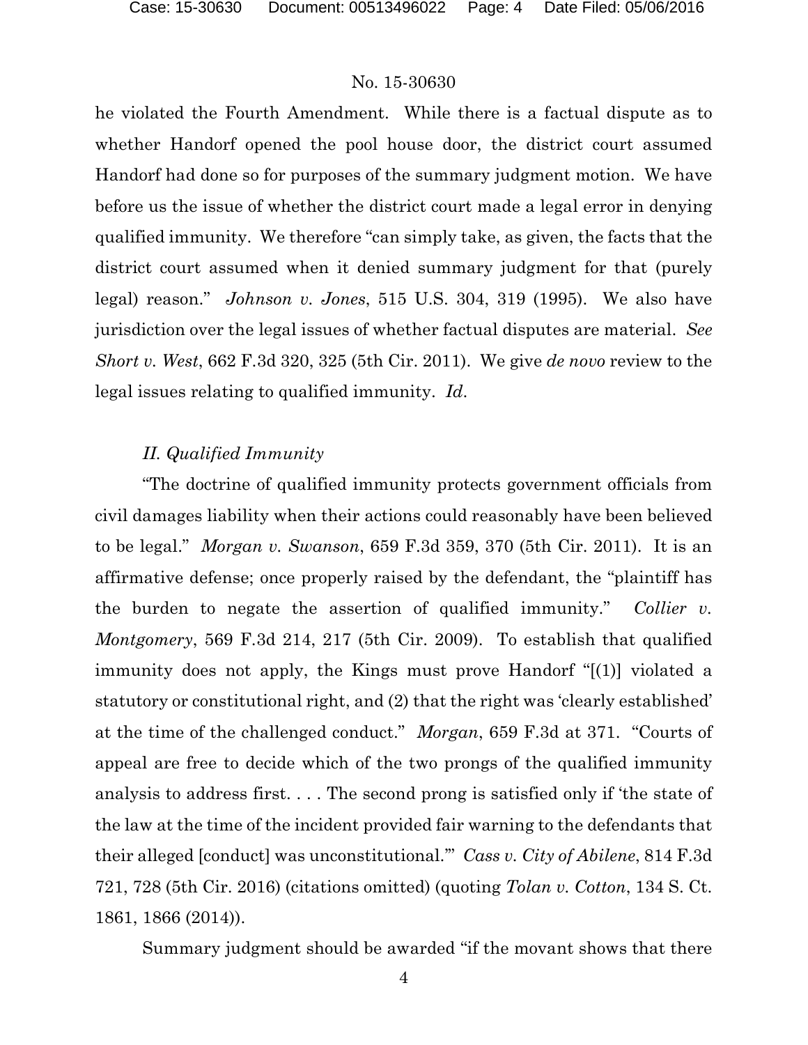he violated the Fourth Amendment. While there is a factual dispute as to whether Handorf opened the pool house door, the district court assumed Handorf had done so for purposes of the summary judgment motion. We have before us the issue of whether the district court made a legal error in denying qualified immunity. We therefore "can simply take, as given, the facts that the district court assumed when it denied summary judgment for that (purely legal) reason." *Johnson v. Jones*, 515 U.S. 304, 319 (1995). We also have jurisdiction over the legal issues of whether factual disputes are material. *See Short v. West*, 662 F.3d 320, 325 (5th Cir. 2011). We give *de novo* review to the legal issues relating to qualified immunity. *Id*.

*II. Qualified Immunity*

"The doctrine of qualified immunity protects government officials from civil damages liability when their actions could reasonably have been believed to be legal." *Morgan v. Swanson*, 659 F.3d 359, 370 (5th Cir. 2011). It is an affirmative defense; once properly raised by the defendant, the "plaintiff has the burden to negate the assertion of qualified immunity." *Collier v. Montgomery*, 569 F.3d 214, 217 (5th Cir. 2009). To establish that qualified immunity does not apply, the Kings must prove Handorf "[(1)] violated a statutory or constitutional right, and (2) that the right was 'clearly established' at the time of the challenged conduct." *Morgan*, 659 F.3d at 371. "Courts of appeal are free to decide which of the two prongs of the qualified immunity analysis to address first. . . . The second prong is satisfied only if 'the state of the law at the time of the incident provided fair warning to the defendants that their alleged [conduct] was unconstitutional.'" *Cass v. City of Abilene*, 814 F.3d 721, 728 (5th Cir. 2016) (citations omitted) (quoting *Tolan v. Cotton*, 134 S. Ct. 1861, 1866 (2014)).

Summary judgment should be awarded "if the movant shows that there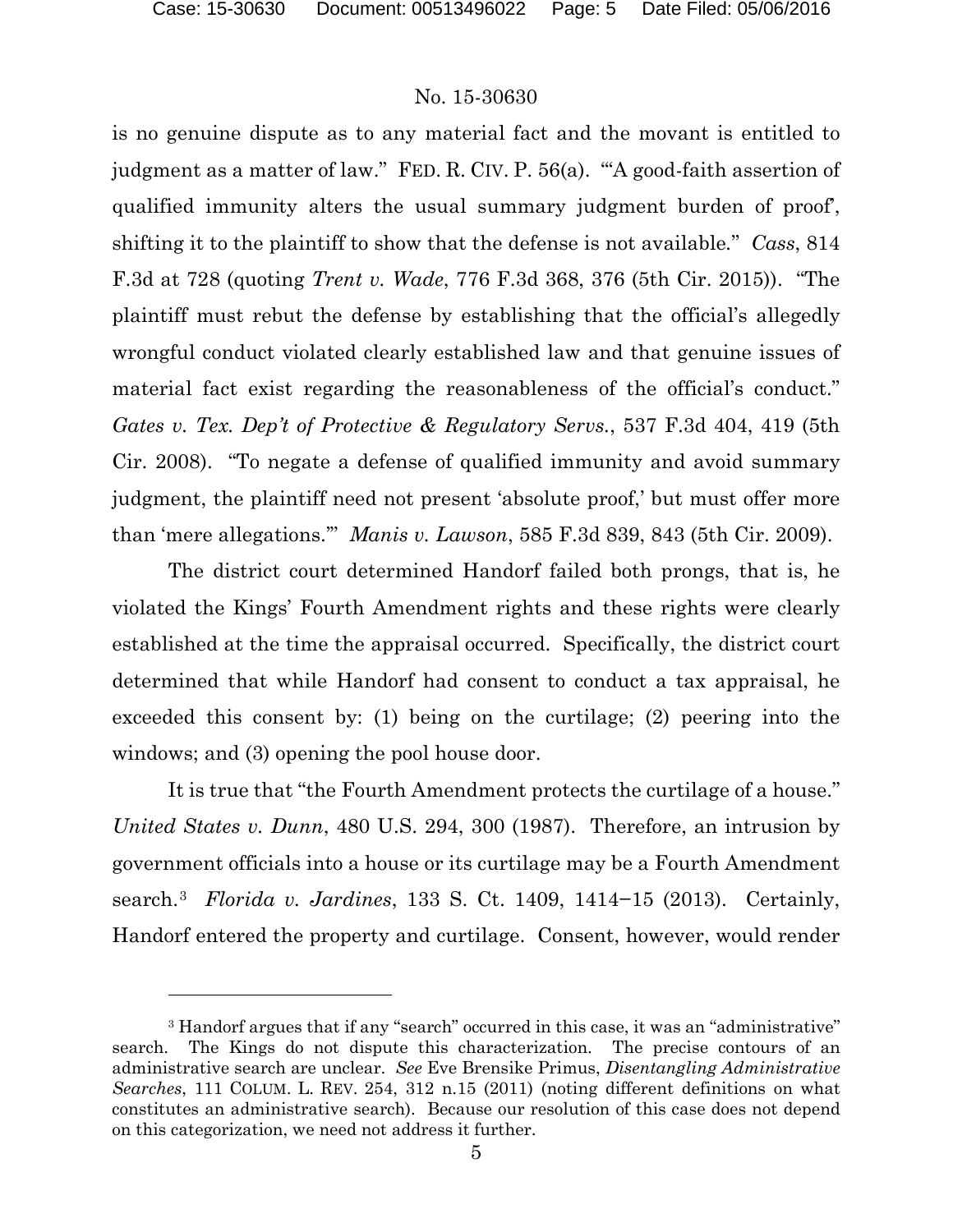is no genuine dispute as to any material fact and the movant is entitled to judgment as a matter of law." FED. R. CIV. P. 56(a). "'A good-faith assertion of qualified immunity alters the usual summary judgment burden of proof', shifting it to the plaintiff to show that the defense is not available." *Cass*, 814 F.3d at 728 (quoting *Trent v. Wade*, 776 F.3d 368, 376 (5th Cir. 2015)). "The plaintiff must rebut the defense by establishing that the official's allegedly wrongful conduct violated clearly established law and that genuine issues of material fact exist regarding the reasonableness of the official's conduct." *Gates v. Tex. Dep't of Protective & Regulatory Servs.*, 537 F.3d 404, 419 (5th Cir. 2008). "To negate a defense of qualified immunity and avoid summary judgment, the plaintiff need not present 'absolute proof,' but must offer more than 'mere allegations.'" *Manis v. Lawson*, 585 F.3d 839, 843 (5th Cir. 2009).

The district court determined Handorf failed both prongs, that is, he violated the Kings' Fourth Amendment rights and these rights were clearly established at the time the appraisal occurred. Specifically, the district court determined that while Handorf had consent to conduct a tax appraisal, he exceeded this consent by: (1) being on the curtilage; (2) peering into the windows; and (3) opening the pool house door.

It is true that "the Fourth Amendment protects the curtilage of a house." *United States v. Dunn*, 480 U.S. 294, 300 (1987). Therefore, an intrusion by government officials into a house or its curtilage may be a Fourth Amendment search.[3] *Florida v. Jardines*, 133 S. Ct. 1409, 1414−15 (2013). Certainly, Handorf entered the property and curtilage. Consent, however, would render

[3] Handorf argues that if any "search" occurred in this case, it was an "administrative" search. The Kings do not dispute this characterization. The precise contours of an administrative search are unclear. *See* Eve Brensike Primus, *Disentangling Administrative Searches*, 111 COLUM. L. REV. 254, 312 n.15 (2011) (noting different definitions on what constitutes an administrative search). Because our resolution of this case does not depend on this categorization, we need not address it further.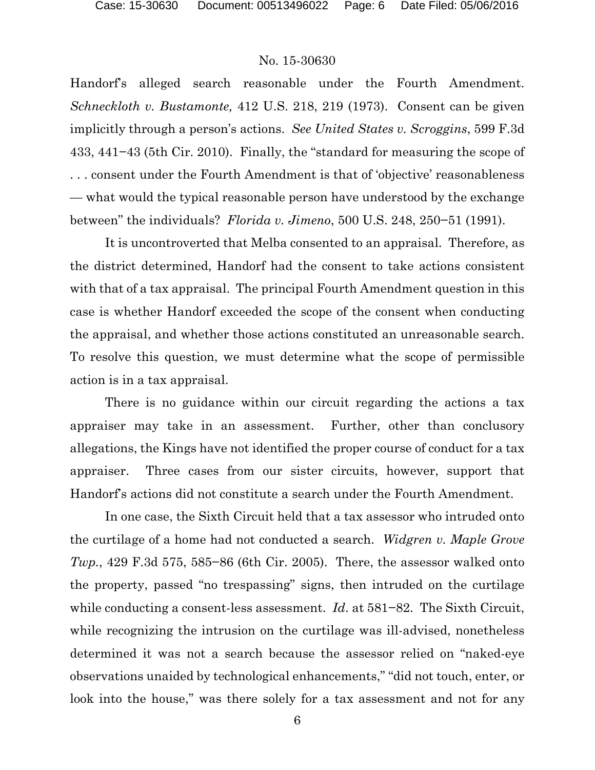Handorf's alleged search reasonable under the Fourth Amendment. *Schneckloth v. Bustamonte,* 412 U.S. 218, 219 (1973). Consent can be given implicitly through a person's actions. *See United States v. Scroggins*, 599 F.3d 433, 441−43 (5th Cir. 2010). Finally, the "standard for measuring the scope of . . . consent under the Fourth Amendment is that of 'objective' reasonableness — what would the typical reasonable person have understood by the exchange between" the individuals? *Florida v. Jimeno*, 500 U.S. 248, 250−51 (1991).

It is uncontroverted that Melba consented to an appraisal. Therefore, as the district determined, Handorf had the consent to take actions consistent with that of a tax appraisal. The principal Fourth Amendment question in this case is whether Handorf exceeded the scope of the consent when conducting the appraisal, and whether those actions constituted an unreasonable search. To resolve this question, we must determine what the scope of permissible action is in a tax appraisal.

There is no guidance within our circuit regarding the actions a tax appraiser may take in an assessment. Further, other than conclusory allegations, the Kings have not identified the proper course of conduct for a tax appraiser. Three cases from our sister circuits, however, support that Handorf's actions did not constitute a search under the Fourth Amendment.

In one case, the Sixth Circuit held that a tax assessor who intruded onto the curtilage of a home had not conducted a search. *Widgren v. Maple Grove Twp.*, 429 F.3d 575, 585−86 (6th Cir. 2005). There, the assessor walked onto the property, passed "no trespassing" signs, then intruded on the curtilage while conducting a consent-less assessment. *Id*. at 581−82. The Sixth Circuit, while recognizing the intrusion on the curtilage was ill-advised, nonetheless determined it was not a search because the assessor relied on "naked-eye observations unaided by technological enhancements," "did not touch, enter, or look into the house," was there solely for a tax assessment and not for any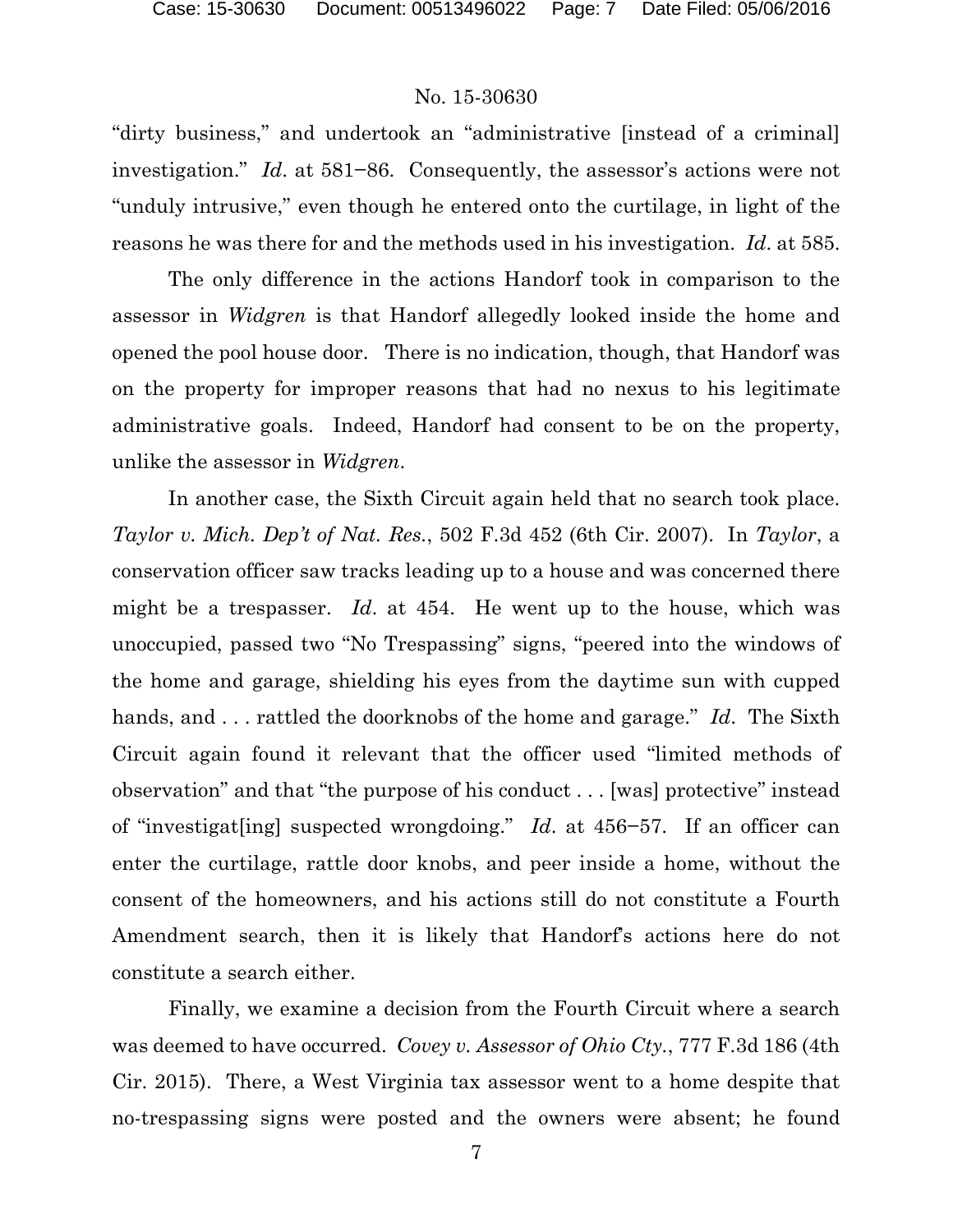"dirty business," and undertook an "administrative [instead of a criminal] investigation." *Id*. at 581−86. Consequently, the assessor's actions were not "unduly intrusive," even though he entered onto the curtilage, in light of the reasons he was there for and the methods used in his investigation. *Id*. at 585.

The only difference in the actions Handorf took in comparison to the assessor in *Widgren* is that Handorf allegedly looked inside the home and opened the pool house door. There is no indication, though, that Handorf was on the property for improper reasons that had no nexus to his legitimate administrative goals. Indeed, Handorf had consent to be on the property, unlike the assessor in *Widgren*.

In another case, the Sixth Circuit again held that no search took place. *Taylor v. Mich. Dep't of Nat. Res.*, 502 F.3d 452 (6th Cir. 2007). In *Taylor*, a conservation officer saw tracks leading up to a house and was concerned there might be a trespasser. *Id*. at 454. He went up to the house, which was unoccupied, passed two "No Trespassing" signs, "peered into the windows of the home and garage, shielding his eyes from the daytime sun with cupped hands, and . . . rattled the doorknobs of the home and garage." *Id*. The Sixth Circuit again found it relevant that the officer used "limited methods of observation" and that "the purpose of his conduct . . . [was] protective" instead of "investigat[ing] suspected wrongdoing." *Id*. at 456−57. If an officer can enter the curtilage, rattle door knobs, and peer inside a home, without the consent of the homeowners, and his actions still do not constitute a Fourth Amendment search, then it is likely that Handorf's actions here do not constitute a search either.

Finally, we examine a decision from the Fourth Circuit where a search was deemed to have occurred. *Covey v. Assessor of Ohio Cty.*, 777 F.3d 186 (4th Cir. 2015). There, a West Virginia tax assessor went to a home despite that no-trespassing signs were posted and the owners were absent; he found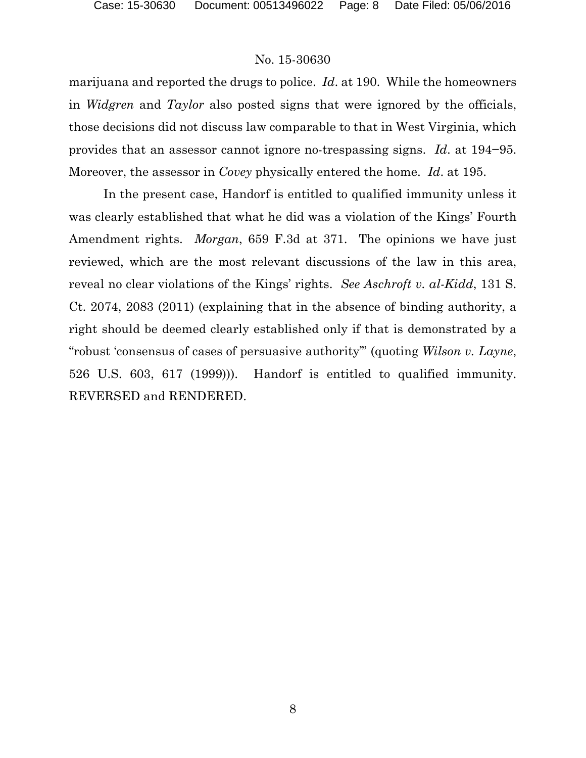marijuana and reported the drugs to police. *Id*. at 190. While the homeowners in *Widgren* and *Taylor* also posted signs that were ignored by the officials, those decisions did not discuss law comparable to that in West Virginia, which provides that an assessor cannot ignore no-trespassing signs. *Id*. at 194–95. Moreover, the assessor in *Covey* physically entered the home. *Id*. at 195.

In the present case, Handorf is entitled to qualified immunity unless it was clearly established that what he did was a violation of the Kings' Fourth Amendment rights. *Morgan*, 659 F.3d at 371. The opinions we have just reviewed, which are the most relevant discussions of the law in this area, reveal no clear violations of the Kings' rights. *See Aschroft v. al-Kidd*, 131 S. Ct. 2074, 2083 (2011) (explaining that in the absence of binding authority, a right should be deemed clearly established only if that is demonstrated by a "robust 'consensus of cases of persuasive authority'" (quoting *Wilson v. Layne*, 526 U.S. 603, 617 (1999))). Handorf is entitled to qualified immunity. REVERSED and RENDERED.